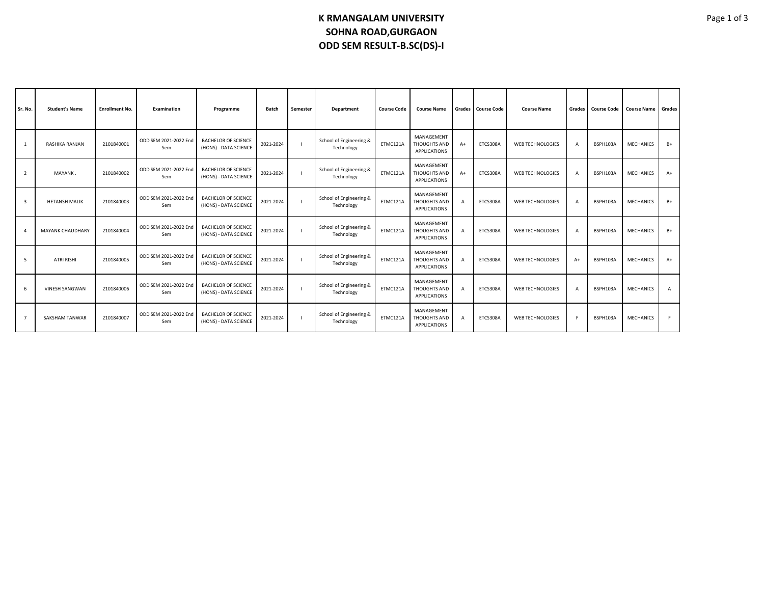# K RMANGALAM UNIVERSITY
# SOHNA ROAD,GURGAON
# ODD SEM RESULT-B.SC(DS)-I

| Sr. No. | Student's Name | Enrollment No. | Examination | Programme | Batch | Semester | Department | Course Code | Course Name | Grades | Course Code | Course Name | Grades | Course Code | Course Name | Grades |
|---|---|---|---|---|---|---|---|---|---|---|---|---|---|---|---|---|
| 1 | RASHIKA RANJAN | 2101840001 | ODD SEM 2021-2022 End Sem | BACHELOR OF SCIENCE (HONS) - DATA SCIENCE | 2021-2024 | I | School of Engineering & Technology | ETMC121A | MANAGEMENT THOUGHTS AND APPLICATIONS | A+ | ETCS308A | WEB TECHNOLOGIES | A | BSPH103A | MECHANICS | B+ |
| 2 | MAYANK . | 2101840002 | ODD SEM 2021-2022 End Sem | BACHELOR OF SCIENCE (HONS) - DATA SCIENCE | 2021-2024 | I | School of Engineering & Technology | ETMC121A | MANAGEMENT THOUGHTS AND APPLICATIONS | A+ | ETCS308A | WEB TECHNOLOGIES | A | BSPH103A | MECHANICS | A+ |
| 3 | HETANSH MALIK | 2101840003 | ODD SEM 2021-2022 End Sem | BACHELOR OF SCIENCE (HONS) - DATA SCIENCE | 2021-2024 | I | School of Engineering & Technology | ETMC121A | MANAGEMENT THOUGHTS AND APPLICATIONS | A | ETCS308A | WEB TECHNOLOGIES | A | BSPH103A | MECHANICS | B+ |
| 4 | MAYANK CHAUDHARY | 2101840004 | ODD SEM 2021-2022 End Sem | BACHELOR OF SCIENCE (HONS) - DATA SCIENCE | 2021-2024 | I | School of Engineering & Technology | ETMC121A | MANAGEMENT THOUGHTS AND APPLICATIONS | A | ETCS308A | WEB TECHNOLOGIES | A | BSPH103A | MECHANICS | B+ |
| 5 | ATRI RISHI | 2101840005 | ODD SEM 2021-2022 End Sem | BACHELOR OF SCIENCE (HONS) - DATA SCIENCE | 2021-2024 | I | School of Engineering & Technology | ETMC121A | MANAGEMENT THOUGHTS AND APPLICATIONS | A | ETCS308A | WEB TECHNOLOGIES | A+ | BSPH103A | MECHANICS | A+ |
| 6 | VINESH SANGWAN | 2101840006 | ODD SEM 2021-2022 End Sem | BACHELOR OF SCIENCE (HONS) - DATA SCIENCE | 2021-2024 | I | School of Engineering & Technology | ETMC121A | MANAGEMENT THOUGHTS AND APPLICATIONS | A | ETCS308A | WEB TECHNOLOGIES | A | BSPH103A | MECHANICS | A |
| 7 | SAKSHAM TANWAR | 2101840007 | ODD SEM 2021-2022 End Sem | BACHELOR OF SCIENCE (HONS) - DATA SCIENCE | 2021-2024 | I | School of Engineering & Technology | ETMC121A | MANAGEMENT THOUGHTS AND APPLICATIONS | A | ETCS308A | WEB TECHNOLOGIES | F | BSPH103A | MECHANICS | F |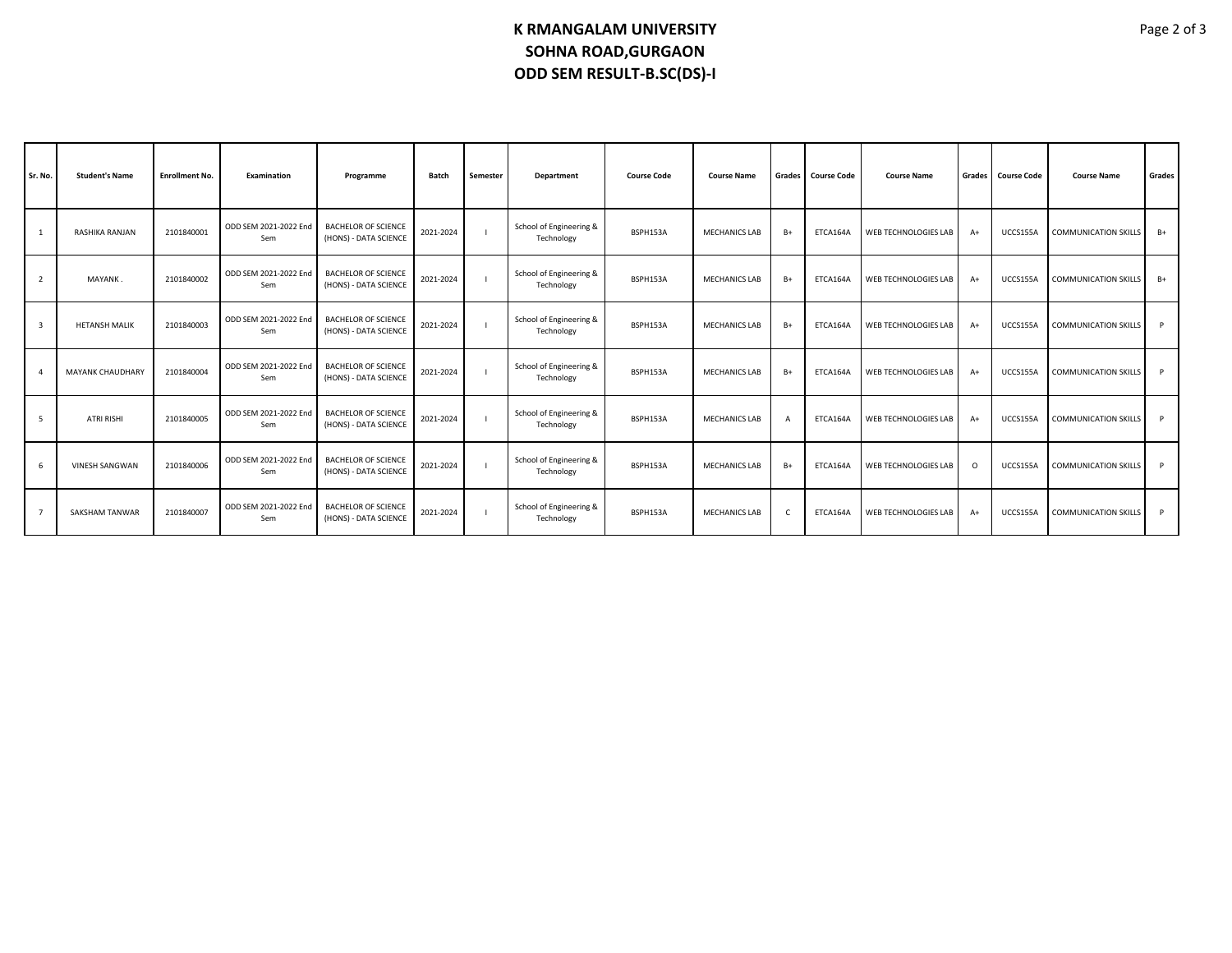# K RMANGALAM UNIVERSITY
# SOHNA ROAD,GURGAON
# ODD SEM RESULT-B.SC(DS)-I

| Sr. No. | Student's Name | Enrollment No. | Examination | Programme | Batch | Semester | Department | Course Code | Course Name | Grades | Course Code | Course Name | Grades | Course Code | Course Name | Grades |
|---|---|---|---|---|---|---|---|---|---|---|---|---|---|---|---|---|
| 1 | RASHIKA RANJAN | 2101840001 | ODD SEM 2021-2022 End Sem | BACHELOR OF SCIENCE (HONS) - DATA SCIENCE | 2021-2024 | I | School of Engineering & Technology | BSPH153A | MECHANICS LAB | B+ | ETCA164A | WEB TECHNOLOGIES LAB | A+ | UCCS155A | COMMUNICATION SKILLS | B+ |
| 2 | MAYANK . | 2101840002 | ODD SEM 2021-2022 End Sem | BACHELOR OF SCIENCE (HONS) - DATA SCIENCE | 2021-2024 | I | School of Engineering & Technology | BSPH153A | MECHANICS LAB | B+ | ETCA164A | WEB TECHNOLOGIES LAB | A+ | UCCS155A | COMMUNICATION SKILLS | B+ |
| 3 | HETANSH MALIK | 2101840003 | ODD SEM 2021-2022 End Sem | BACHELOR OF SCIENCE (HONS) - DATA SCIENCE | 2021-2024 | I | School of Engineering & Technology | BSPH153A | MECHANICS LAB | B+ | ETCA164A | WEB TECHNOLOGIES LAB | A+ | UCCS155A | COMMUNICATION SKILLS | P |
| 4 | MAYANK CHAUDHARY | 2101840004 | ODD SEM 2021-2022 End Sem | BACHELOR OF SCIENCE (HONS) - DATA SCIENCE | 2021-2024 | I | School of Engineering & Technology | BSPH153A | MECHANICS LAB | B+ | ETCA164A | WEB TECHNOLOGIES LAB | A+ | UCCS155A | COMMUNICATION SKILLS | P |
| 5 | ATRI RISHI | 2101840005 | ODD SEM 2021-2022 End Sem | BACHELOR OF SCIENCE (HONS) - DATA SCIENCE | 2021-2024 | I | School of Engineering & Technology | BSPH153A | MECHANICS LAB | A | ETCA164A | WEB TECHNOLOGIES LAB | A+ | UCCS155A | COMMUNICATION SKILLS | P |
| 6 | VINESH SANGWAN | 2101840006 | ODD SEM 2021-2022 End Sem | BACHELOR OF SCIENCE (HONS) - DATA SCIENCE | 2021-2024 | I | School of Engineering & Technology | BSPH153A | MECHANICS LAB | B+ | ETCA164A | WEB TECHNOLOGIES LAB | O | UCCS155A | COMMUNICATION SKILLS | P |
| 7 | SAKSHAM TANWAR | 2101840007 | ODD SEM 2021-2022 End Sem | BACHELOR OF SCIENCE (HONS) - DATA SCIENCE | 2021-2024 | I | School of Engineering & Technology | BSPH153A | MECHANICS LAB | C | ETCA164A | WEB TECHNOLOGIES LAB | A+ | UCCS155A | COMMUNICATION SKILLS | P |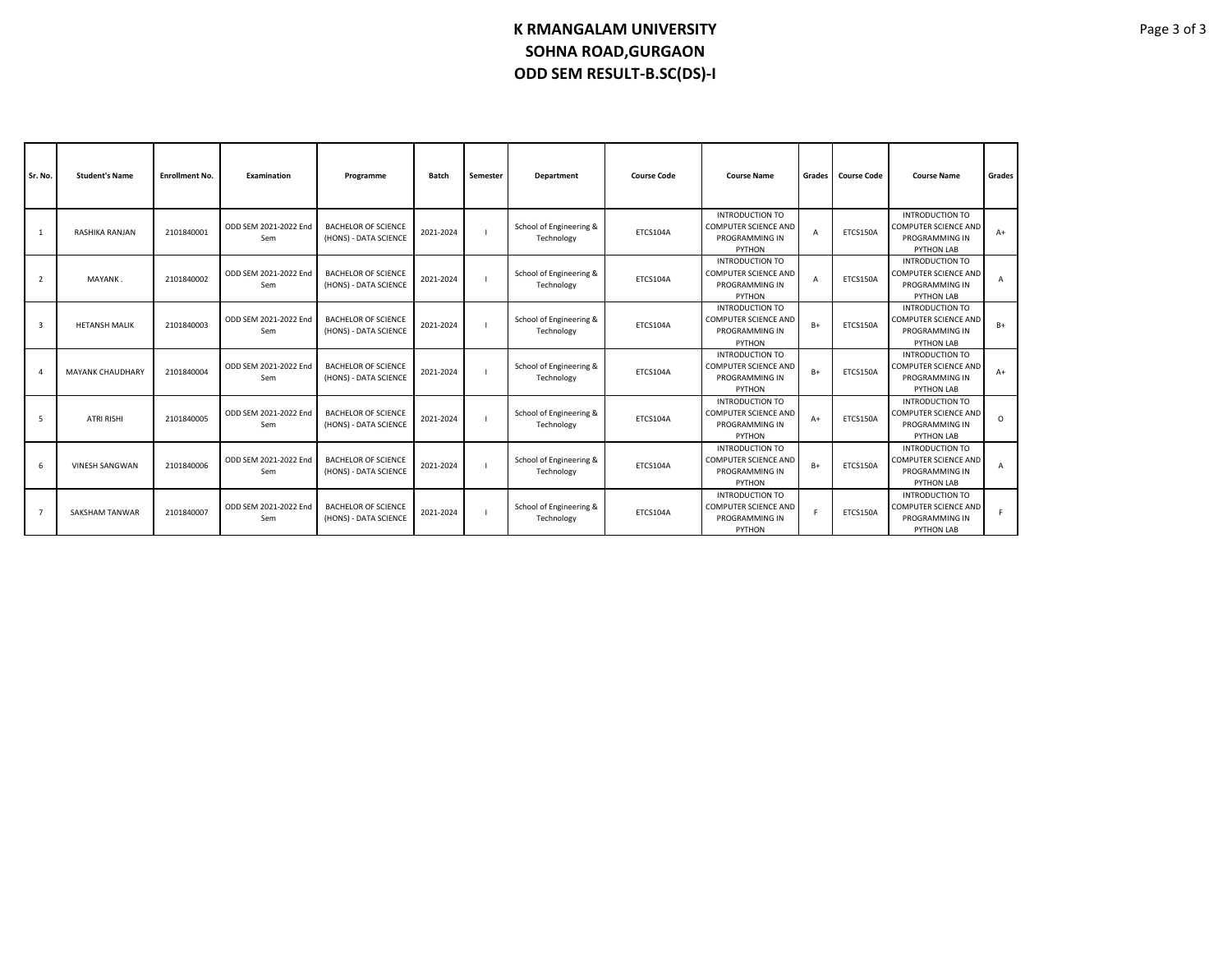# K RMANGALAM UNIVERSITY
# SOHNA ROAD,GURGAON
# ODD SEM RESULT-B.SC(DS)-I

| Sr. No. | Student's Name | Enrollment No. | Examination | Programme | Batch | Semester | Department | Course Code | Course Name | Grades | Course Code | Course Name | Grades |
|---|---|---|---|---|---|---|---|---|---|---|---|---|---|
| 1 | RASHIKA RANJAN | 2101840001 | ODD SEM 2021-2022 End Sem | BACHELOR OF SCIENCE (HONS) - DATA SCIENCE | 2021-2024 | I | School of Engineering & Technology | ETCS104A | INTRODUCTION TO COMPUTER SCIENCE AND PROGRAMMING IN PYTHON | A | ETCS150A | INTRODUCTION TO COMPUTER SCIENCE AND PROGRAMMING IN PYTHON LAB | A+ |
| 2 | MAYANK . | 2101840002 | ODD SEM 2021-2022 End Sem | BACHELOR OF SCIENCE (HONS) - DATA SCIENCE | 2021-2024 | I | School of Engineering & Technology | ETCS104A | INTRODUCTION TO COMPUTER SCIENCE AND PROGRAMMING IN PYTHON | A | ETCS150A | INTRODUCTION TO COMPUTER SCIENCE AND PROGRAMMING IN PYTHON LAB | A |
| 3 | HETANSH MALIK | 2101840003 | ODD SEM 2021-2022 End Sem | BACHELOR OF SCIENCE (HONS) - DATA SCIENCE | 2021-2024 | I | School of Engineering & Technology | ETCS104A | INTRODUCTION TO COMPUTER SCIENCE AND PROGRAMMING IN PYTHON | B+ | ETCS150A | INTRODUCTION TO COMPUTER SCIENCE AND PROGRAMMING IN PYTHON LAB | B+ |
| 4 | MAYANK CHAUDHARY | 2101840004 | ODD SEM 2021-2022 End Sem | BACHELOR OF SCIENCE (HONS) - DATA SCIENCE | 2021-2024 | I | School of Engineering & Technology | ETCS104A | INTRODUCTION TO COMPUTER SCIENCE AND PROGRAMMING IN PYTHON | B+ | ETCS150A | INTRODUCTION TO COMPUTER SCIENCE AND PROGRAMMING IN PYTHON LAB | A+ |
| 5 | ATRI RISHI | 2101840005 | ODD SEM 2021-2022 End Sem | BACHELOR OF SCIENCE (HONS) - DATA SCIENCE | 2021-2024 | I | School of Engineering & Technology | ETCS104A | INTRODUCTION TO COMPUTER SCIENCE AND PROGRAMMING IN PYTHON | A+ | ETCS150A | INTRODUCTION TO COMPUTER SCIENCE AND PROGRAMMING IN PYTHON LAB | O |
| 6 | VINESH SANGWAN | 2101840006 | ODD SEM 2021-2022 End Sem | BACHELOR OF SCIENCE (HONS) - DATA SCIENCE | 2021-2024 | I | School of Engineering & Technology | ETCS104A | INTRODUCTION TO COMPUTER SCIENCE AND PROGRAMMING IN PYTHON | B+ | ETCS150A | INTRODUCTION TO COMPUTER SCIENCE AND PROGRAMMING IN PYTHON LAB | A |
| 7 | SAKSHAM TANWAR | 2101840007 | ODD SEM 2021-2022 End Sem | BACHELOR OF SCIENCE (HONS) - DATA SCIENCE | 2021-2024 | I | School of Engineering & Technology | ETCS104A | INTRODUCTION TO COMPUTER SCIENCE AND PROGRAMMING IN PYTHON | F | ETCS150A | INTRODUCTION TO COMPUTER SCIENCE AND PROGRAMMING IN PYTHON LAB | F |